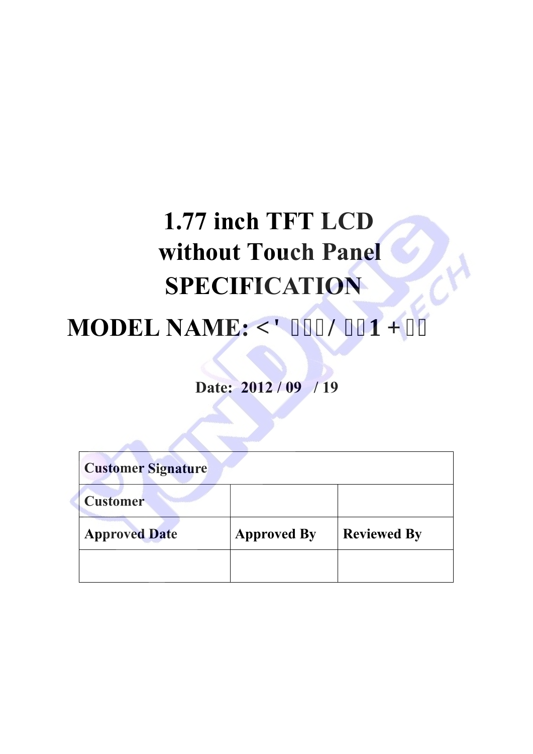# 1.77 inch TFT LCD without Touch Panel SPECIFICATION

## MODEL NAME: < ' 　　　/ 　　1 + 　　

**Date: 2012 / 09 / 19**

| Customer Signature | | |
|---|---|---|
| Customer | | |
| Approved Date | Approved By | Reviewed By |
| | | |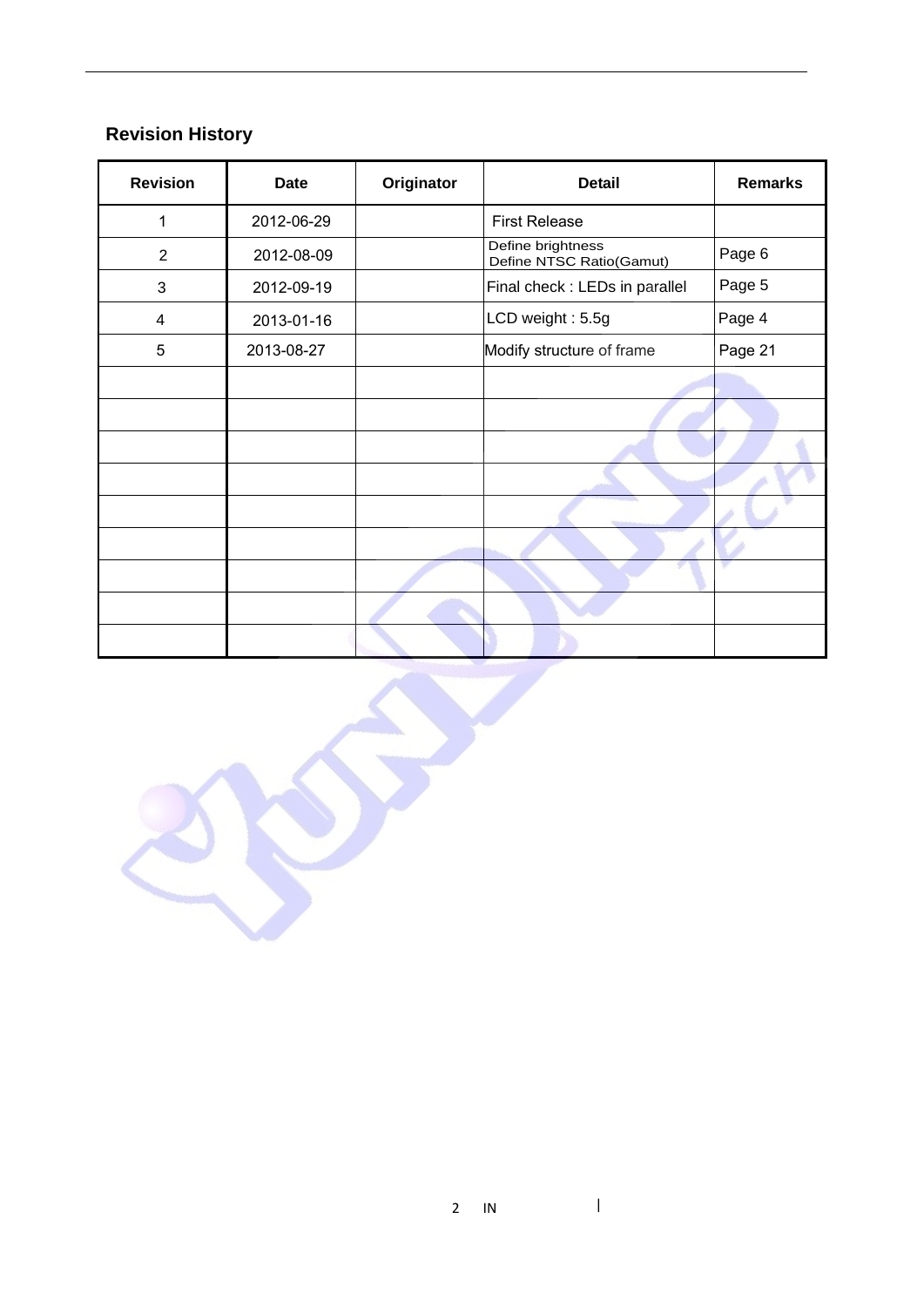## Revision History

| Revision | Date | Originator | Detail | Remarks |
|---|---|---|---|---|
| 1 | 2012-06-29 | | First Release | |
| 2 | 2012-08-09 | | Define brightness<br>Define NTSC Ratio(Gamut) | Page 6 |
| 3 | 2012-09-19 | | Final check : LEDs in parallel | Page 5 |
| 4 | 2013-01-16 | | LCD weight : 5.5g | Page 4 |
| 5 | 2013-08-27 | | Modify structure of frame | Page 21 |
| | | | | |
| | | | | |
| | | | | |
| | | | | |
| | | | | |
| | | | | |
| | | | | |
| | | | | |
| | | | | |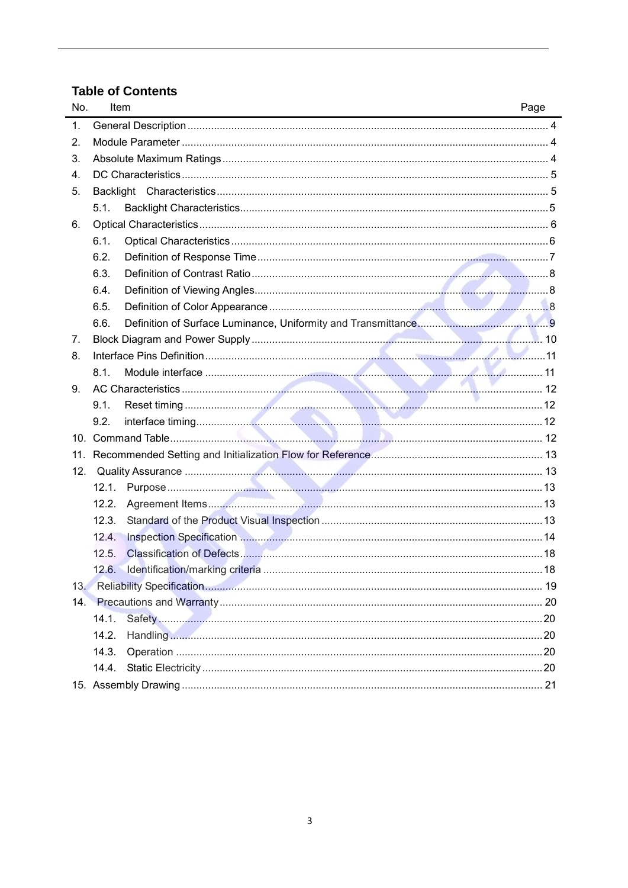## Table of Contents

| No. | Item | Page |
|---|---|---|
| 1. | General Description | 4 |
| 2. | Module Parameter | 4 |
| 3. | Absolute Maximum Ratings | 4 |
| 4. | DC Characteristics | 5 |
| 5. | Backlight Characteristics | 5 |
| | 5.1. Backlight Characteristics | 5 |
| 6. | Optical Characteristics | 6 |
| | 6.1. Optical Characteristics | 6 |
| | 6.2. Definition of Response Time | 7 |
| | 6.3. Definition of Contrast Ratio | 8 |
| | 6.4. Definition of Viewing Angles | 8 |
| | 6.5. Definition of Color Appearance | 8 |
| | 6.6. Definition of Surface Luminance, Uniformity and Transmittance | 9 |
| 7. | Block Diagram and Power Supply | 10 |
| 8. | Interface Pins Definition | 11 |
| | 8.1. Module interface | 11 |
| 9. | AC Characteristics | 12 |
| | 9.1. Reset timing | 12 |
| | 9.2. interface timing | 12 |
| 10. | Command Table | 12 |
| 11. | Recommended Setting and Initialization Flow for Reference | 13 |
| 12. | Quality Assurance | 13 |
| | 12.1. Purpose | 13 |
| | 12.2. Agreement Items | 13 |
| | 12.3. Standard of the Product Visual Inspection | 13 |
| | 12.4. Inspection Specification | 14 |
| | 12.5. Classification of Defects | 18 |
| | 12.6. Identification/marking criteria | 18 |
| 13. | Reliability Specification | 19 |
| 14. | Precautions and Warranty | 20 |
| | 14.1. Safety | 20 |
| | 14.2. Handling | 20 |
| | 14.3. Operation | 20 |
| | 14.4. Static Electricity | 20 |
| 15. | Assembly Drawing | 21 |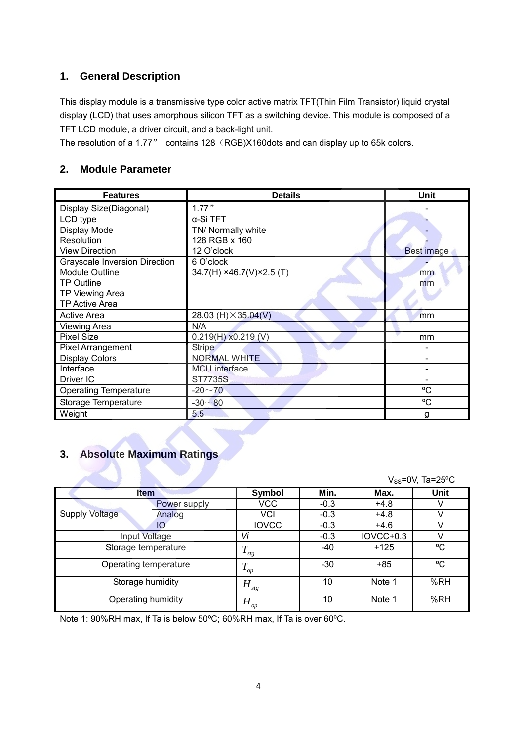## 1. General Description

This display module is a transmissive type color active matrix TFT(Thin Film Transistor) liquid crystal display (LCD) that uses amorphous silicon TFT as a switching device. This module is composed of a TFT LCD module, a driver circuit, and a back-light unit.

The resolution of a 1.77" contains 128（RGB)X160dots and can display up to 65k colors.

## 2. Module Parameter

| Features | Details | Unit |
|---|---|---|
| Display Size(Diagonal) | 1.77" | - |
| LCD type | α-Si TFT | - |
| Display Mode | TN/ Normally white | - |
| Resolution | 128 RGB x 160 | - |
| View Direction | 12 O'clock | Best image |
| Grayscale Inversion Direction | 6 O'clock | - |
| Module Outline | 34.7(H) ×46.7(V)×2.5 (T) | mm |
| TP Outline | | mm |
| TP Viewing Area | | |
| TP Active Area | | |
| Active Area | 28.03 (H)×35.04(V) | mm |
| Viewing Area | N/A | |
| Pixel Size | 0.219(H) x0.219 (V) | mm |
| Pixel Arrangement | Stripe | - |
| Display Colors | NORMAL WHITE | - |
| Interface | MCU interface | - |
| Driver IC | ST7735S | - |
| Operating Temperature | -20～70 | ºC |
| Storage Temperature | -30～80 | ºC |
| Weight | 5.5 | g |

## 3. Absolute Maximum Ratings

$V_{SS}$=0V, Ta=25ºC

| Item | | Symbol | Min. | Max. | Unit |
|---|---|---|---|---|---|
| Supply Voltage | Power supply | VCC | -0.3 | +4.8 | V |
| | Analog | VCI | -0.3 | +4.8 | V |
| | IO | IOVCC | -0.3 | +4.6 | V |
| Input Voltage | | Vi | -0.3 | IOVCC+0.3 | V |
| Storage temperature | | $T_{stg}$ | -40 | +125 | ºC |
| Operating temperature | | $T_{op}$ | -30 | +85 | ºC |
| Storage humidity | | $H_{stg}$ | 10 | Note 1 | %RH |
| Operating humidity | | $H_{op}$ | 10 | Note 1 | %RH |

Note 1: 90%RH max, If Ta is below 50ºC; 60%RH max, If Ta is over 60ºC.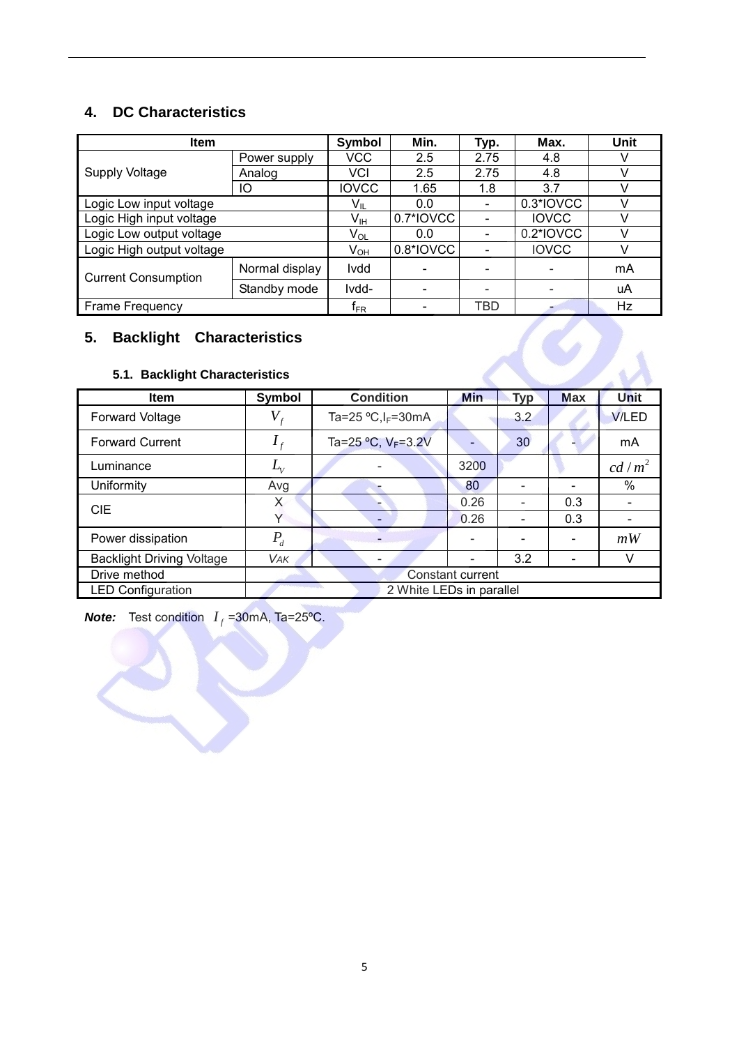## 4. DC Characteristics

| Item | | Symbol | Min. | Typ. | Max. | Unit |
|---|---|---|---|---|---|---|
| Supply Voltage | Power supply | VCC | 2.5 | 2.75 | 4.8 | V |
| | Analog | VCI | 2.5 | 2.75 | 4.8 | V |
| | IO | IOVCC | 1.65 | 1.8 | 3.7 | V |
| Logic Low input voltage | | $V_{IL}$ | 0.0 | - | 0.3*IOVCC | V |
| Logic High input voltage | | $V_{IH}$ | 0.7*IOVCC | - | IOVCC | V |
| Logic Low output voltage | | $V_{OL}$ | 0.0 | - | 0.2*IOVCC | V |
| Logic High output voltage | | $V_{OH}$ | 0.8*IOVCC | - | IOVCC | V |
| Current Consumption | Normal display | Ivdd | - | - | - | mA |
| | Standby mode | Ivdd- | - | - | - | uA |
| Frame Frequency | | $f_{FR}$ | - | TBD | - | Hz |

## 5. Backlight Characteristics

### 5.1. Backlight Characteristics

| Item | Symbol | Condition | Min | Typ | Max | Unit |
|---|---|---|---|---|---|---|
| Forward Voltage | $V_f$ | Ta=25 ºC,$I_F$=30mA | | 3.2 | | V/LED |
| Forward Current | $I_f$ | Ta=25 ºC, $V_F$=3.2V | - | 30 | - | mA |
| Luminance | $L_V$ | - | 3200 | | | $cd/m^2$ |
| Uniformity | Avg | - | 80 | - | - | % |
| CIE | X | - | 0.26 | - | 0.3 | - |
| | Y | - | 0.26 | - | 0.3 | - |
| Power dissipation | $P_d$ | - | - | - | - | $mW$ |
| Backlight Driving Voltage | VAK | - | - | 3.2 | - | V |
| Drive method | Constant current | | | | | |
| LED Configuration | 2 White LEDs in parallel | | | | | |

***Note:*** Test condition $I_f$ =30mA, Ta=25ºC.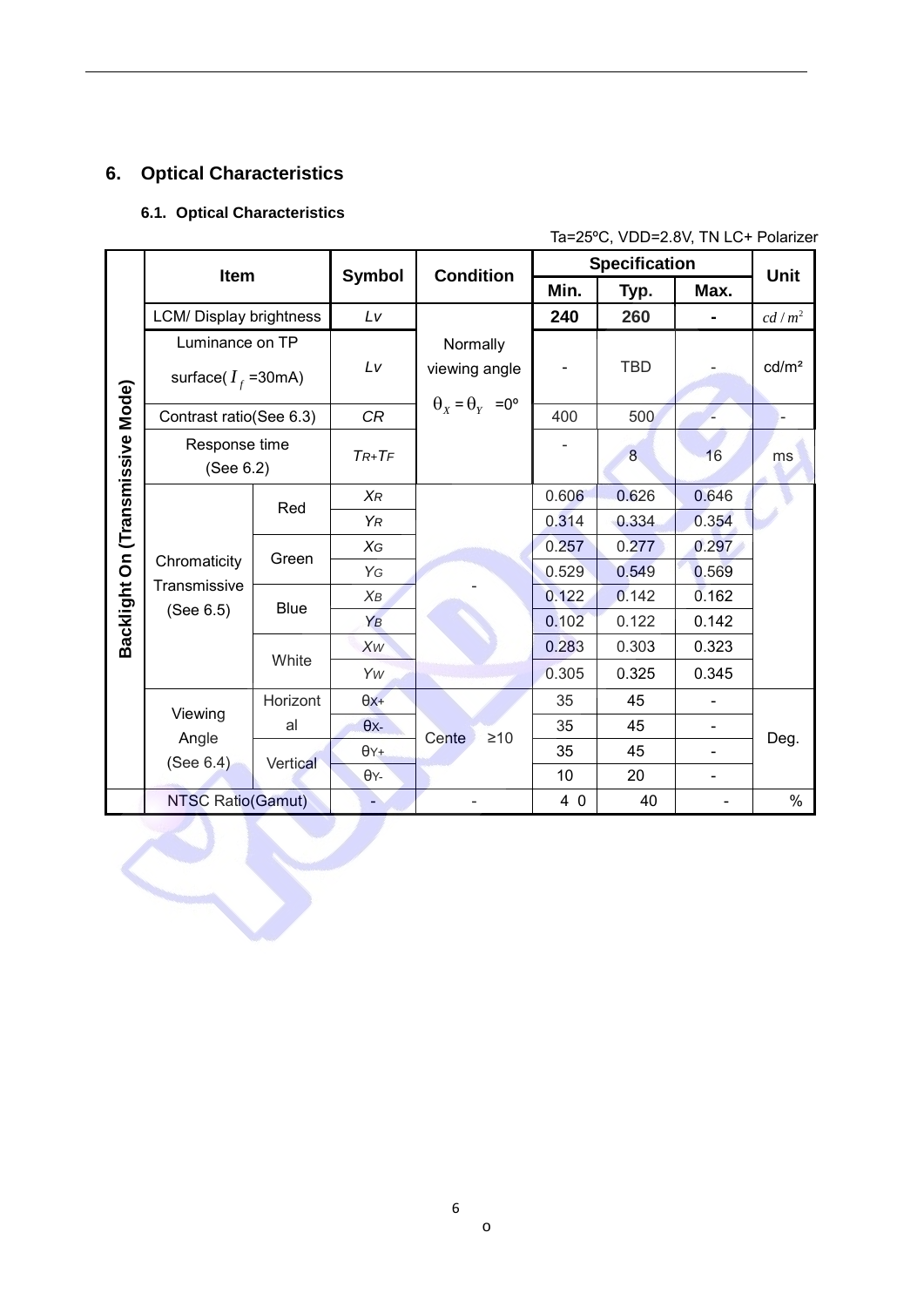## 6. Optical Characteristics

### 6.1. Optical Characteristics

Ta=25ºC, VDD=2.8V, TN LC+ Polarizer

| | Item | | Symbol | Condition | Specification | | | Unit |
|---|---|---|---|---|---|---|---|---|
| | | | | | Min. | Typ. | Max. | |
| Backlight On (Transmissive Mode) | LCM/ Display brightness | | Lv | Normally viewing angle $\theta_X = \theta_Y$ =0º | **240** | **260** | **-** | $cd/m^2$ |
| | Luminance on TP surface( $I_f$ =30mA) | | Lv | | - | TBD | - | cd/m² |
| | Contrast ratio(See 6.3) | | CR | | 400 | 500 | - | - |
| | Response time (See 6.2) | | TR+TF | | - | 8 | 16 | ms |
| | Chromaticity Transmissive (See 6.5) | Red | XR | - | 0.606 | 0.626 | 0.646 | |
| | | | YR | | 0.314 | 0.334 | 0.354 | |
| | | Green | XG | | 0.257 | 0.277 | 0.297 | |
| | | | YG | | 0.529 | 0.549 | 0.569 | |
| | | Blue | XB | | 0.122 | 0.142 | 0.162 | |
| | | | YB | | 0.102 | 0.122 | 0.142 | |
| | | White | Xw | | 0.283 | 0.303 | 0.323 | |
| | | | Yw | | 0.305 | 0.325 | 0.345 | |
| | Viewing Angle (See 6.4) | Horizontal | θx+ | Cente ≥10 | 35 | 45 | - | Deg. |
| | | | θx- | | 35 | 45 | - | |
| | | Vertical | θY+ | | 35 | 45 | - | |
| | | | θY- | | 10 | 20 | - | |
| | NTSC Ratio(Gamut) | | - | - | 4 0 | 40 | - | % |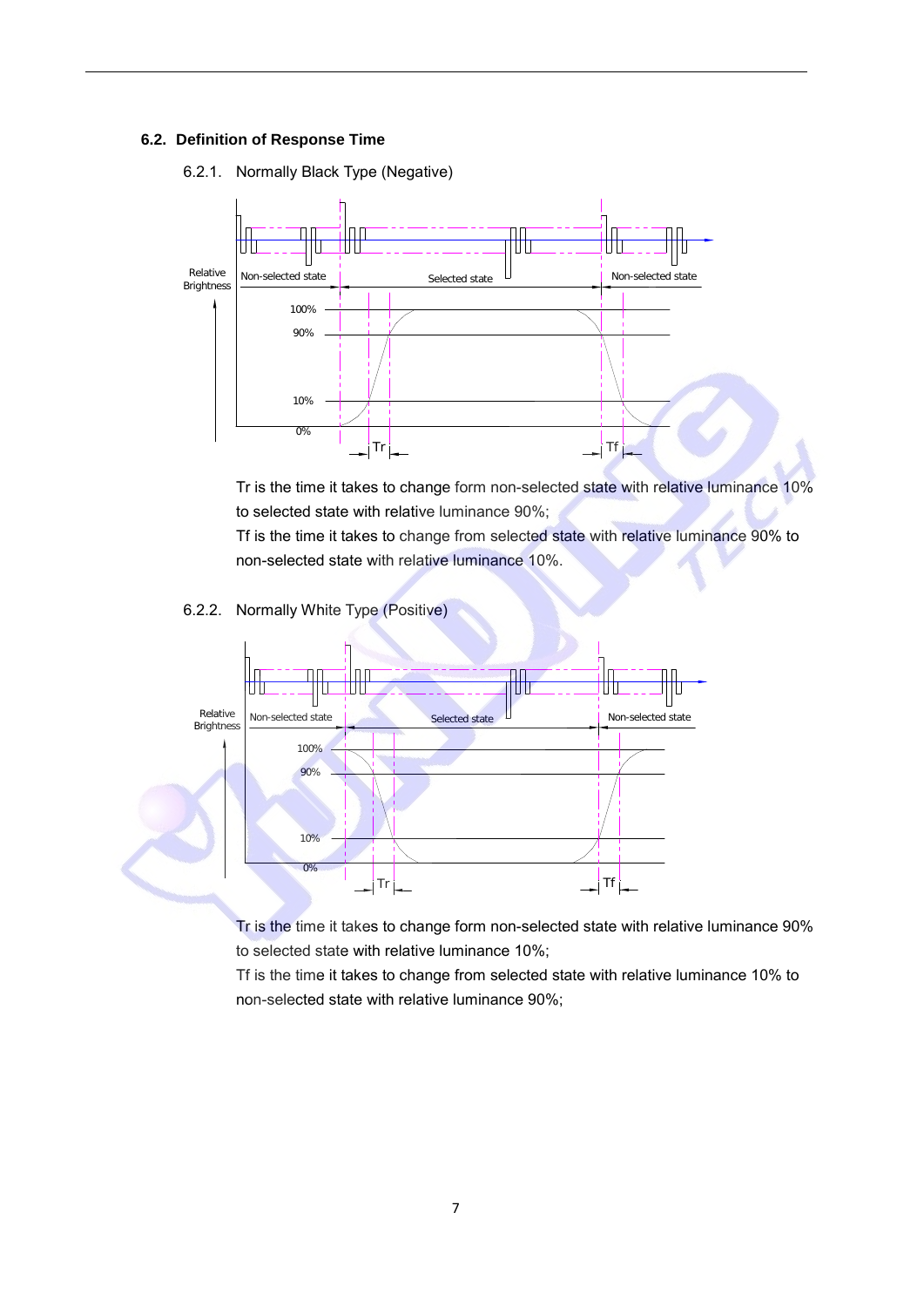## 6.2. Definition of Response Time

### 6.2.1. Normally Black Type (Negative)

Tr is the time it takes to change form non-selected state with relative luminance 10% to selected state with relative luminance 90%;

Tf is the time it takes to change from selected state with relative luminance 90% to non-selected state with relative luminance 10%.

### 6.2.2. Normally White Type (Positive)

Tr is the time it takes to change form non-selected state with relative luminance 90% to selected state with relative luminance 10%;

Tf is the time it takes to change from selected state with relative luminance 10% to non-selected state with relative luminance 90%;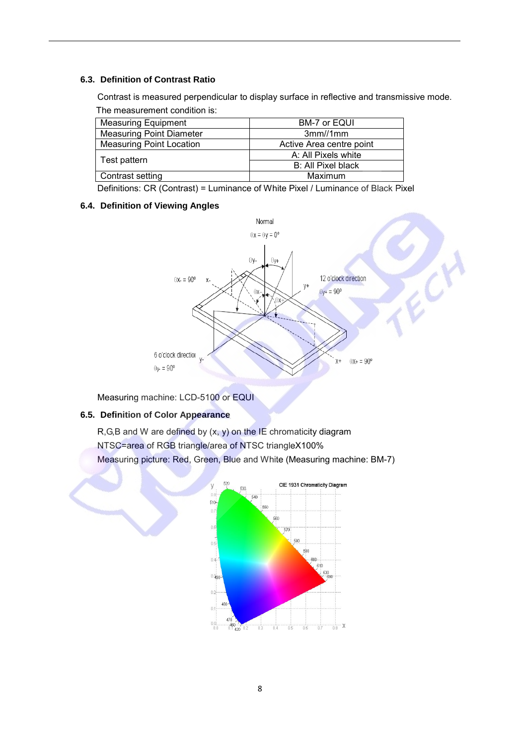## 6.3. Definition of Contrast Ratio

Contrast is measured perpendicular to display surface in reflective and transmissive mode.

The measurement condition is:

| Measuring Equipment | BM-7 or EQUI |
|---|---|
| Measuring Point Diameter | 3mm//1mm |
| Measuring Point Location | Active Area centre point |
| Test pattern | A: All Pixels white |
| | B: All Pixel black |
| Contrast setting | Maximum |

Definitions: CR (Contrast) = Luminance of White Pixel / Luminance of Black Pixel

## 6.4. Definition of Viewing Angles

Measuring machine: LCD-5100 or EQUI

## 6.5. Definition of Color Appearance

R,G,B and W are defined by (x, y) on the IE chromaticity diagram

NTSC=area of RGB triangle/area of NTSC triangleX100%

Measuring picture: Red, Green, Blue and White (Measuring machine: BM-7)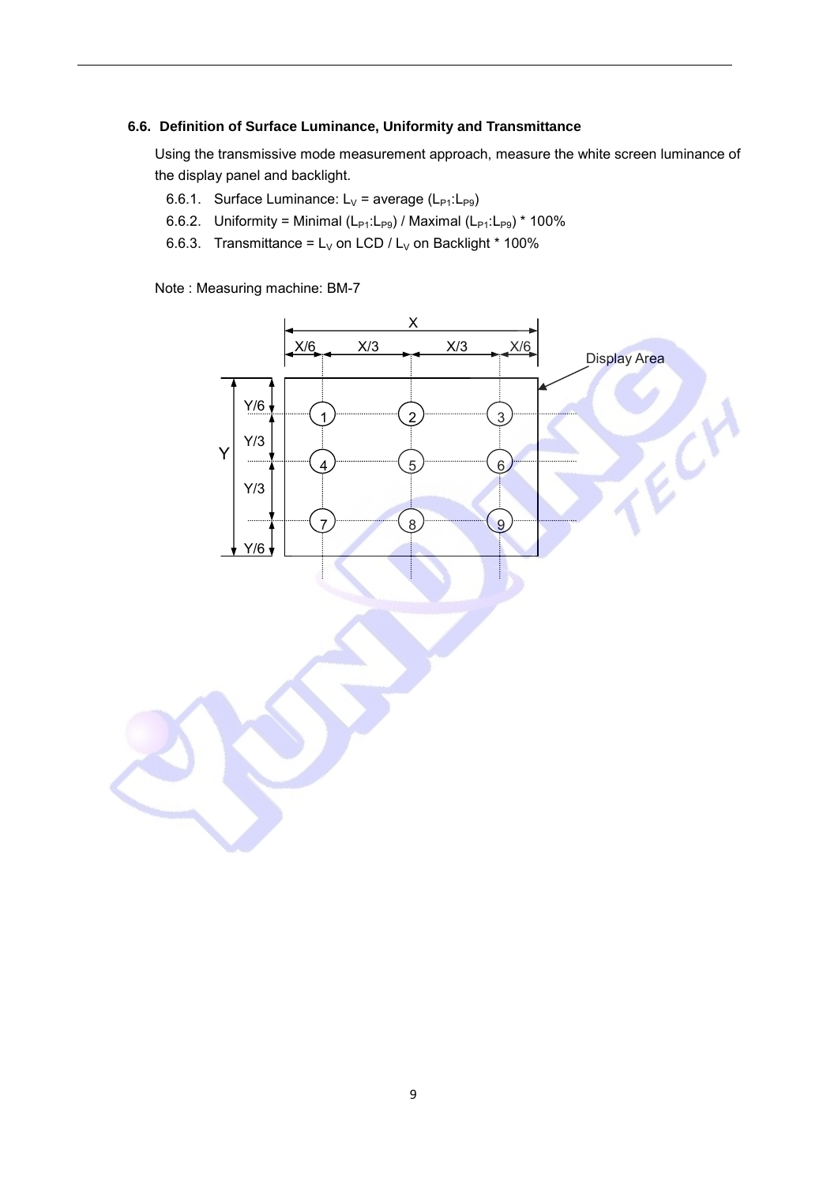### 6.6. Definition of Surface Luminance, Uniformity and Transmittance

Using the transmissive mode measurement approach, measure the white screen luminance of the display panel and backlight.

6.6.1. Surface Luminance: $L_V$ = average ($L_{P1}$:$L_{P9}$)

6.6.2. Uniformity = Minimal ($L_{P1}$:$L_{P9}$) / Maximal ($L_{P1}$:$L_{P9}$) * 100%

6.6.3. Transmittance = $L_V$ on LCD / $L_V$ on Backlight * 100%

Note : Measuring machine: BM-7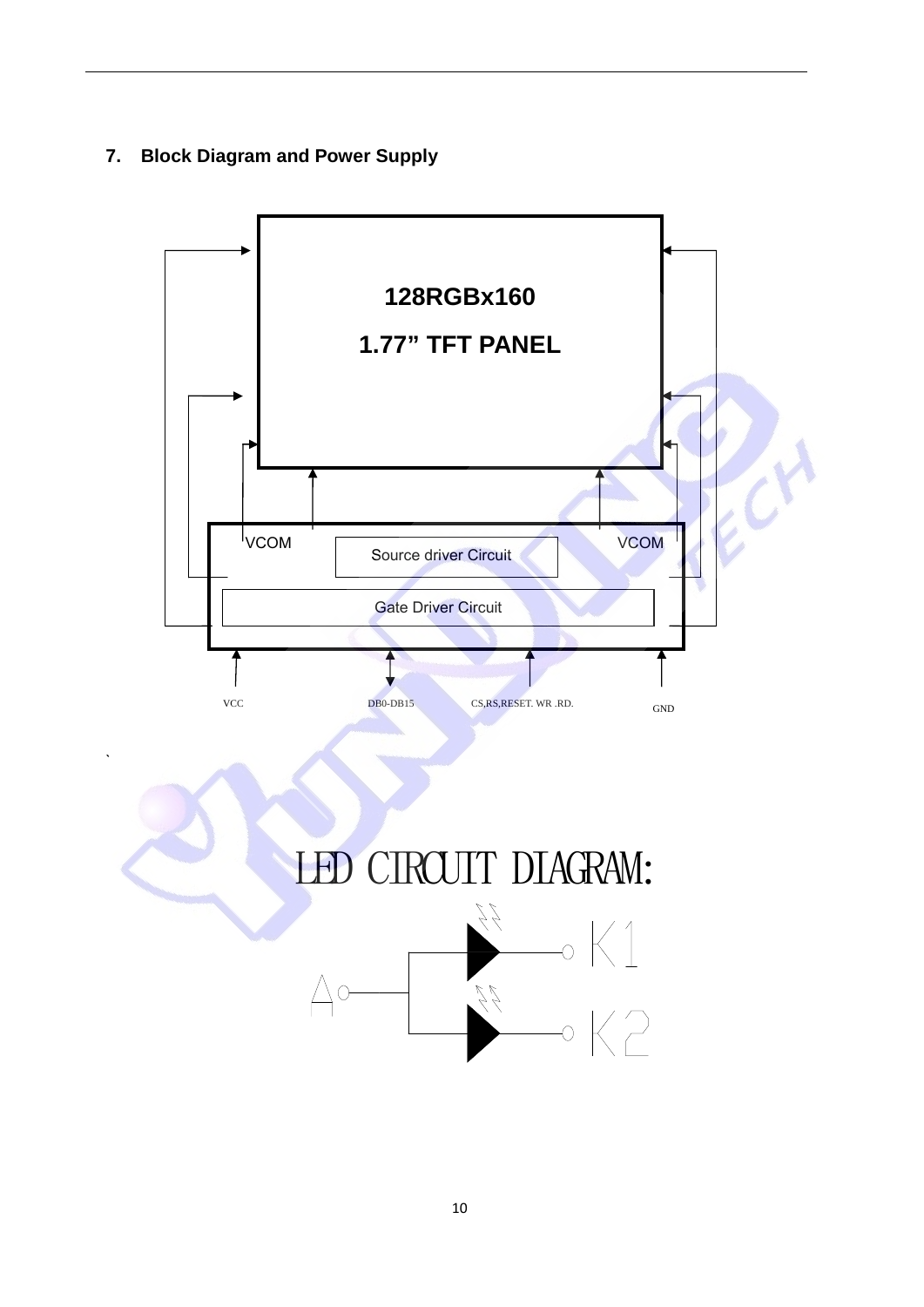## 7. Block Diagram and Power Supply

128RGBx160

1.77” TFT PANEL

VCOM

Source driver Circuit

VCOM

Gate Driver Circuit

VCC

DB0-DB15

CS,RS,RESET. WR .RD.

GND

LED CIRCUIT DIAGRAM:

A

K1

K2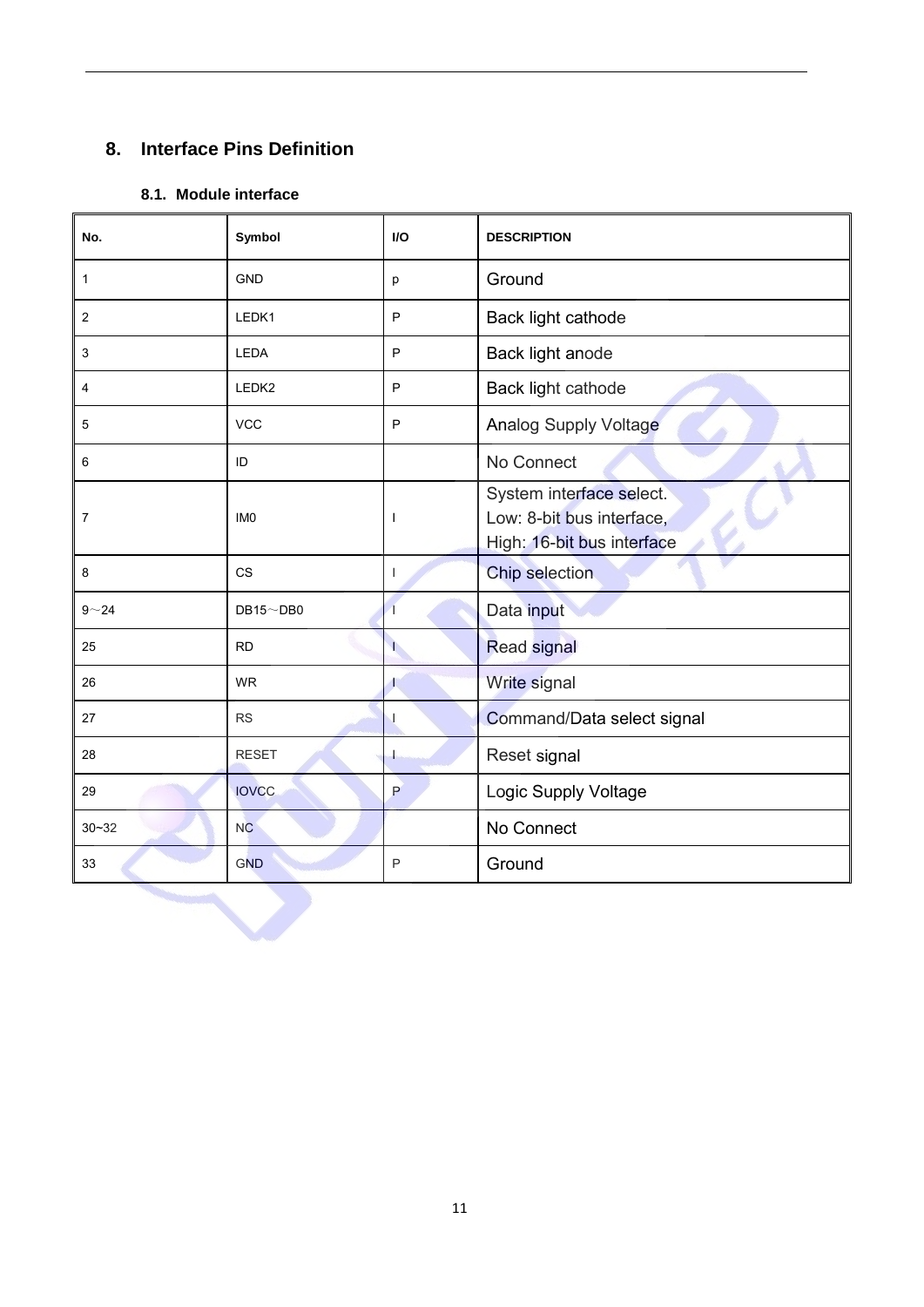## 8. Interface Pins Definition

### 8.1. Module interface

| No. | Symbol | I/O | DESCRIPTION |
|---|---|---|---|
| 1 | GND | p | Ground |
| 2 | LEDK1 | P | Back light cathode |
| 3 | LEDA | P | Back light anode |
| 4 | LEDK2 | P | Back light cathode |
| 5 | VCC | P | Analog Supply Voltage |
| 6 | ID | | No Connect |
| 7 | IM0 | I | System interface select.<br>Low: 8-bit bus interface,<br>High: 16-bit bus interface |
| 8 | CS | I | Chip selection |
| 9～24 | DB15～DB0 | I | Data input |
| 25 | RD | I | Read signal |
| 26 | WR | I | Write signal |
| 27 | RS | I | Command/Data select signal |
| 28 | RESET | I | Reset signal |
| 29 | IOVCC | P | Logic Supply Voltage |
| 30~32 | NC | | No Connect |
| 33 | GND | P | Ground |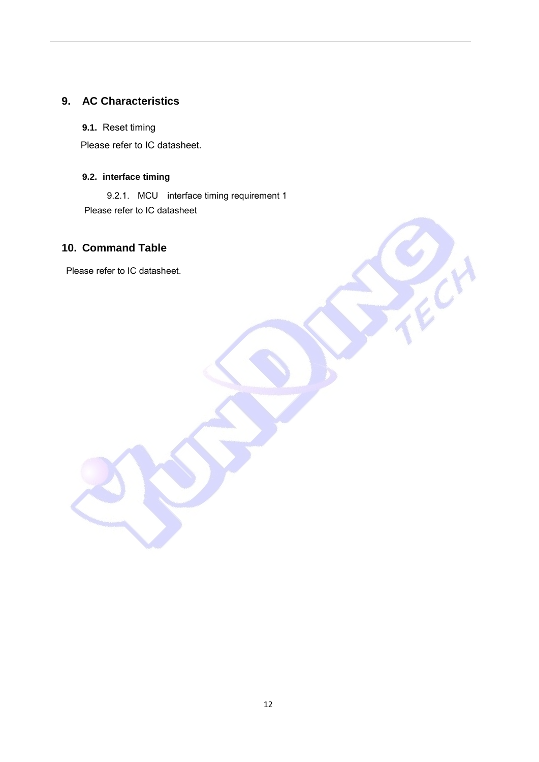# 9. AC Characteristics

## 9.1. Reset timing

Please refer to IC datasheet.

## 9.2. interface timing

### 9.2.1. MCU interface timing requirement 1

Please refer to IC datasheet

# 10. Command Table

Please refer to IC datasheet.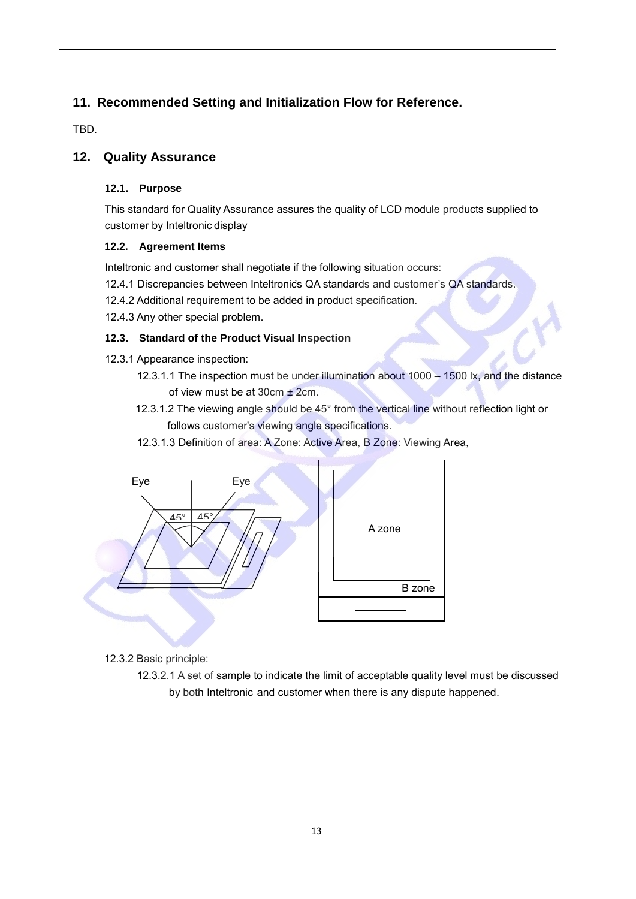## 11. Recommended Setting and Initialization Flow for Reference.

TBD.

## 12. Quality Assurance

### 12.1. Purpose

This standard for Quality Assurance assures the quality of LCD module products supplied to customer by Inteltronic display

### 12.2. Agreement Items

Inteltronic and customer shall negotiate if the following situation occurs:

12.4.1 Discrepancies between Inteltronic's QA standards and customer's QA standards.

12.4.2 Additional requirement to be added in product specification.

12.4.3 Any other special problem.

### 12.3. Standard of the Product Visual Inspection

12.3.1 Appearance inspection:

12.3.1.1 The inspection must be under illumination about 1000 – 1500 lx, and the distance of view must be at 30cm ± 2cm.

12.3.1.2 The viewing angle should be 45° from the vertical line without reflection light or follows customer's viewing angle specifications.

12.3.1.3 Definition of area: A Zone: Active Area, B Zone: Viewing Area,

Eye Eye 45° 45°

A zone

B zone

12.3.2 Basic principle:

12.3.2.1 A set of sample to indicate the limit of acceptable quality level must be discussed by both Inteltronic and customer when there is any dispute happened.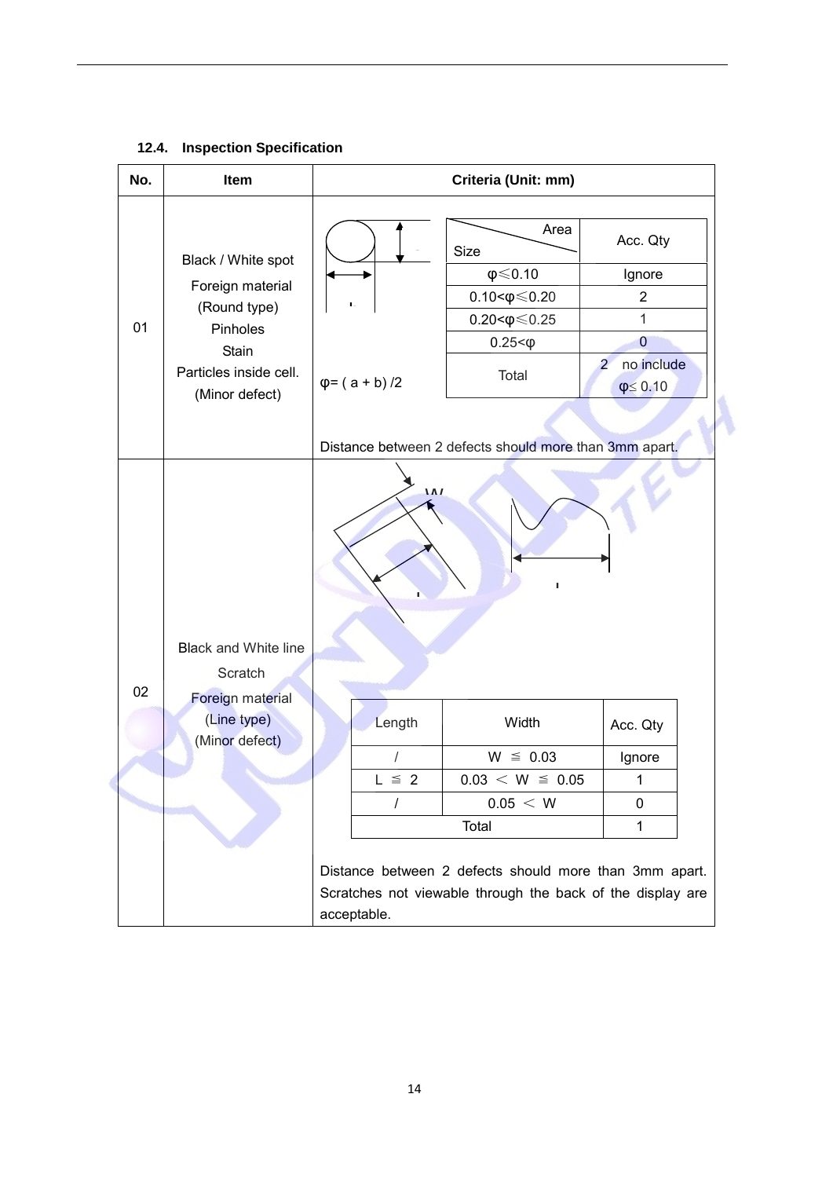### 12.4. Inspection Specification

| No. | Item | Criteria (Unit: mm) |
|---|---|---|
| 01 | Black / White spot<br>Foreign material<br>(Round type)<br>Pinholes<br>Stain<br>Particles inside cell.<br>(Minor defect) | φ= ( a + b) /2<br><br>Distance between 2 defects should more than 3mm apart. |
| 02 | Black and White line<br>Scratch<br>Foreign material<br>(Line type)<br>(Minor defect) | Distance between 2 defects should more than 3mm apart. Scratches not viewable through the back of the display are acceptable. |

Item 01 criteria:

| Size \ Area | Acc. Qty |
|---|---|
| φ≤0.10 | Ignore |
| 0.10<φ≤0.20 | 2 |
| 0.20<φ≤0.25 | 1 |
| 0.25<φ | 0 |
| Total | 2 no include φ≤ 0.10 |

Item 02 criteria:

| Length | Width | Acc. Qty |
|---|---|---|
| / | W ≦ 0.03 | Ignore |
| L ≦ 2 | 0.03 ＜ W ≦ 0.05 | 1 |
| / | 0.05 ＜ W | 0 |
| Total | | 1 |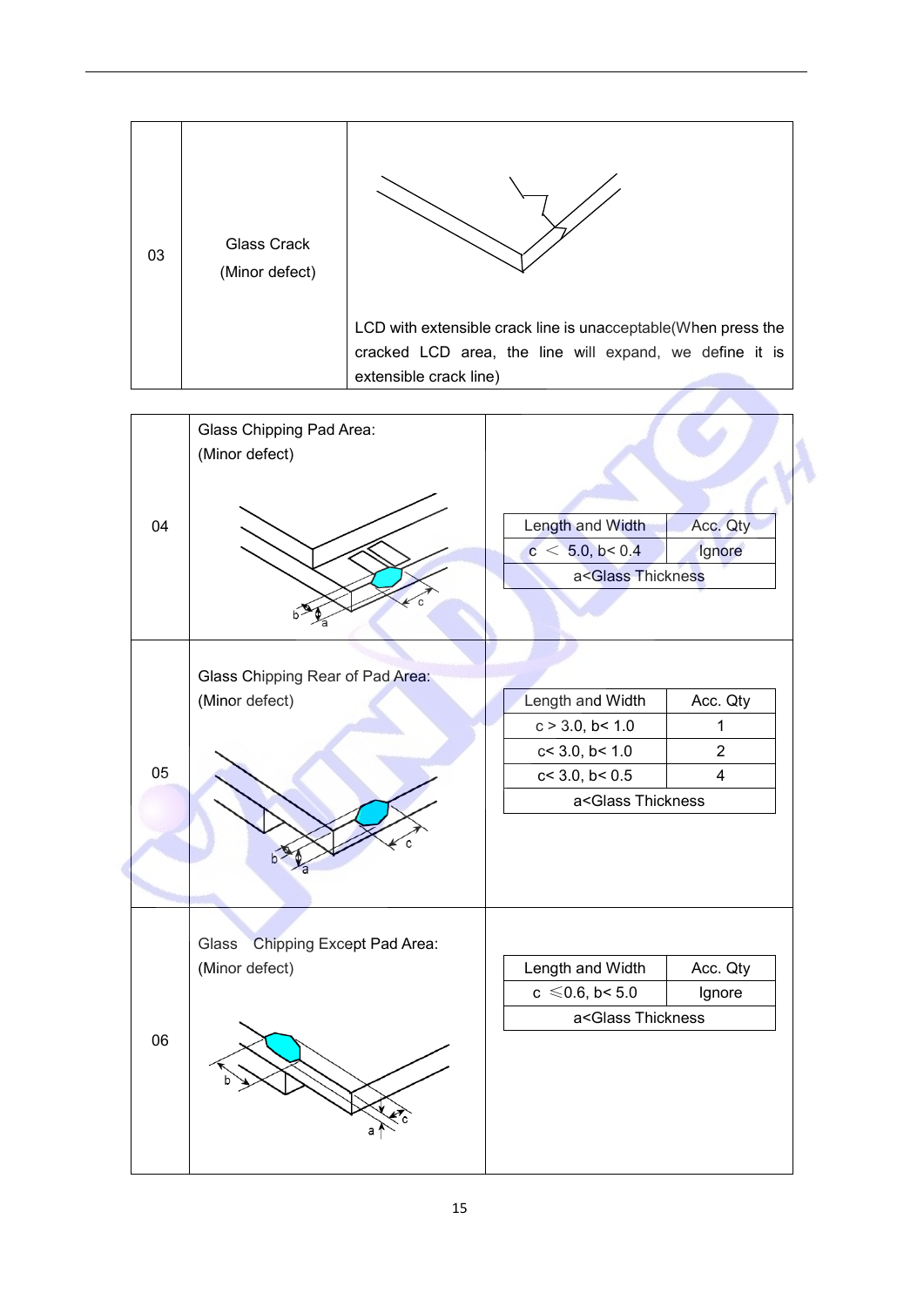| No. | Item | Criteria |
|---|---|---|
| 03 | Glass Crack (Minor defect) | LCD with extensible crack line is unacceptable(When press the cracked LCD area, the line will expand, we define it is extensible crack line) |

| No. | Item | Criteria |
|---|---|---|
| 04 | Glass Chipping Pad Area: (Minor defect) | See table below |

| Length and Width | Acc. Qty |
|---|---|
| c ＜ 5.0, b< 0.4 | Ignore |
| a<Glass Thickness | |

| No. | Item | Criteria |
|---|---|---|
| 05 | Glass Chipping Rear of Pad Area: (Minor defect) | See table below |

| Length and Width | Acc. Qty |
|---|---|
| c > 3.0, b< 1.0 | 1 |
| c< 3.0, b< 1.0 | 2 |
| c< 3.0, b< 0.5 | 4 |
| a<Glass Thickness | |

| No. | Item | Criteria |
|---|---|---|
| 06 | Glass Chipping Except Pad Area: (Minor defect) | See table below |

| Length and Width | Acc. Qty |
|---|---|
| c ≤0.6, b< 5.0 | Ignore |
| a<Glass Thickness | |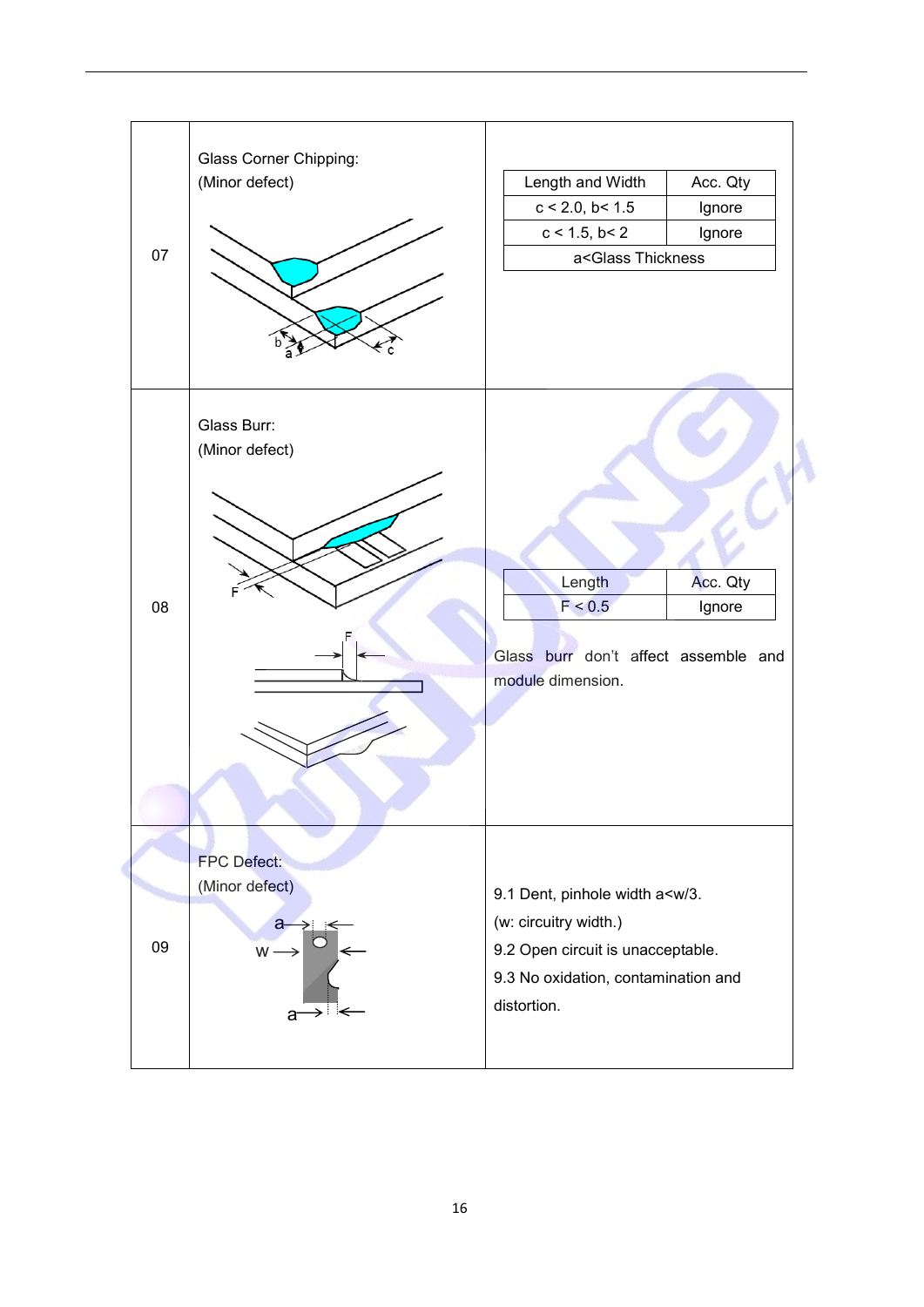| | | |
|---|---|---|
| 07 | Glass Corner Chipping:<br>(Minor defect) | <table><tr><th>Length and Width</th><th>Acc. Qty</th></tr><tr><td>c < 2.0, b< 1.5</td><td>Ignore</td></tr><tr><td>c < 1.5, b< 2</td><td>Ignore</td></tr><tr><td colspan="2">a<Glass Thickness</td></tr></table> |
| 08 | Glass Burr:<br>(Minor defect) | <table><tr><th>Length</th><th>Acc. Qty</th></tr><tr><td>F < 0.5</td><td>Ignore</td></tr></table><br>Glass burr don't affect assemble and module dimension. |
| 09 | FPC Defect:<br>(Minor defect) | 9.1 Dent, pinhole width a<w/3.<br>(w: circuitry width.)<br>9.2 Open circuit is unacceptable.<br>9.3 No oxidation, contamination and distortion. |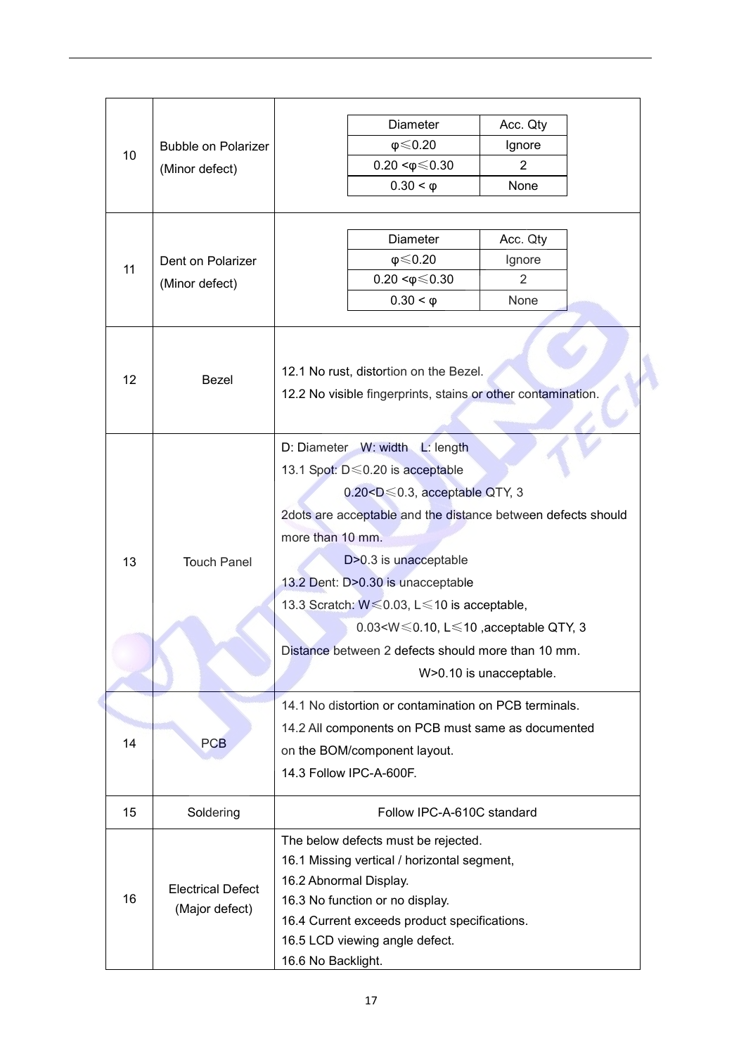| | | |
|---|---|---|
| 10 | Bubble on Polarizer (Minor defect) | Diameter / Acc. Qty:<br>$\varphi \leq 0.20$ — Ignore<br>$0.20 < \varphi \leq 0.30$ — 2<br>$0.30 < \varphi$ — None |
| 11 | Dent on Polarizer (Minor defect) | Diameter / Acc. Qty:<br>$\varphi \leq 0.20$ — Ignore<br>$0.20 < \varphi \leq 0.30$ — 2<br>$0.30 < \varphi$ — None |
| 12 | Bezel | 12.1 No rust, distortion on the Bezel.<br>12.2 No visible fingerprints, stains or other contamination. |
| 13 | Touch Panel | D: Diameter W: width L: length<br>13.1 Spot: D≤0.20 is acceptable<br>0.20<D≤0.3, acceptable QTY, 3<br>2dots are acceptable and the distance between defects should more than 10 mm.<br>D>0.3 is unacceptable<br>13.2 Dent: D>0.30 is unacceptable<br>13.3 Scratch: W≤0.03, L≤10 is acceptable,<br>0.03<W≤0.10, L≤10 ,acceptable QTY, 3<br>Distance between 2 defects should more than 10 mm.<br>W>0.10 is unacceptable. |
| 14 | PCB | 14.1 No distortion or contamination on PCB terminals.<br>14.2 All components on PCB must same as documented on the BOM/component layout.<br>14.3 Follow IPC-A-600F. |
| 15 | Soldering | Follow IPC-A-610C standard |
| 16 | Electrical Defect (Major defect) | The below defects must be rejected.<br>16.1 Missing vertical / horizontal segment,<br>16.2 Abnormal Display.<br>16.3 No function or no display.<br>16.4 Current exceeds product specifications.<br>16.5 LCD viewing angle defect.<br>16.6 No Backlight. |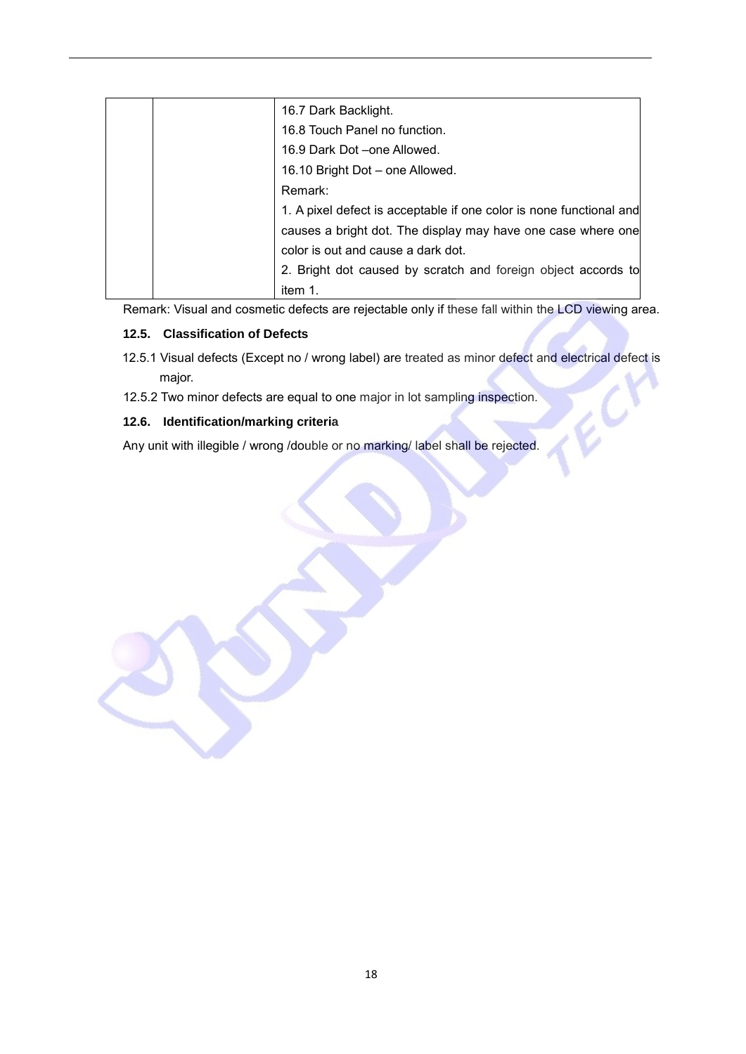|  |  | 16.7 Dark Backlight.<br>16.8 Touch Panel no function.<br>16.9 Dark Dot –one Allowed.<br>16.10 Bright Dot – one Allowed.<br>Remark:<br>1. A pixel defect is acceptable if one color is none functional and causes a bright dot. The display may have one case where one color is out and cause a dark dot.<br>2. Bright dot caused by scratch and foreign object accords to item 1. |
|---|---|---|

Remark: Visual and cosmetic defects are rejectable only if these fall within the LCD viewing area.

### 12.5. Classification of Defects

12.5.1 Visual defects (Except no / wrong label) are treated as minor defect and electrical defect is major.

12.5.2 Two minor defects are equal to one major in lot sampling inspection.

### 12.6. Identification/marking criteria

Any unit with illegible / wrong /double or no marking/ label shall be rejected.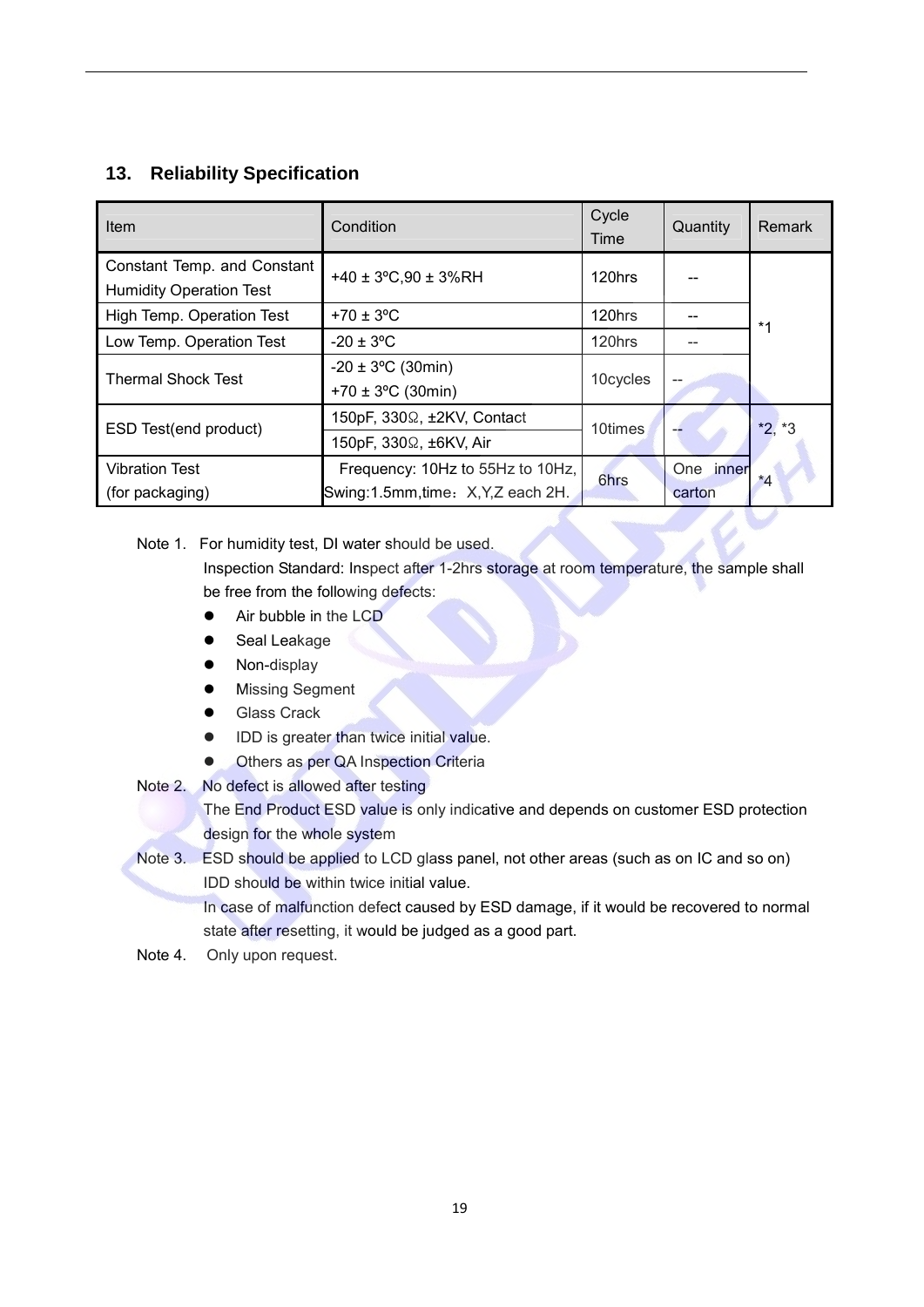## 13. Reliability Specification

| Item | Condition | Cycle Time | Quantity | Remark |
|---|---|---|---|---|
| Constant Temp. and Constant Humidity Operation Test | +40 ± 3ºC,90 ± 3%RH | 120hrs | -- | *1 |
| High Temp. Operation Test | +70 ± 3ºC | 120hrs | -- | |
| Low Temp. Operation Test | -20 ± 3ºC | 120hrs | -- | |
| Thermal Shock Test | -20 ± 3ºC (30min)<br>+70 ± 3ºC (30min) | 10cycles | -- | |
| ESD Test(end product) | 150pF, 330Ω, ±2KV, Contact<br>150pF, 330Ω, ±6KV, Air | 10times | -- | *2, *3 |
| Vibration Test (for packaging) | Frequency: 10Hz to 55Hz to 10Hz, Swing:1.5mm,time：X,Y,Z each 2H. | 6hrs | One inner carton | *4 |

Note 1. For humidity test, DI water should be used.

Inspection Standard: Inspect after 1-2hrs storage at room temperature, the sample shall be free from the following defects:

- Air bubble in the LCD
- Seal Leakage
- Non-display
- Missing Segment
- Glass Crack
- IDD is greater than twice initial value.
- Others as per QA Inspection Criteria

Note 2. No defect is allowed after testing

The End Product ESD value is only indicative and depends on customer ESD protection design for the whole system

Note 3. ESD should be applied to LCD glass panel, not other areas (such as on IC and so on)

IDD should be within twice initial value.

In case of malfunction defect caused by ESD damage, if it would be recovered to normal state after resetting, it would be judged as a good part.

Note 4. Only upon request.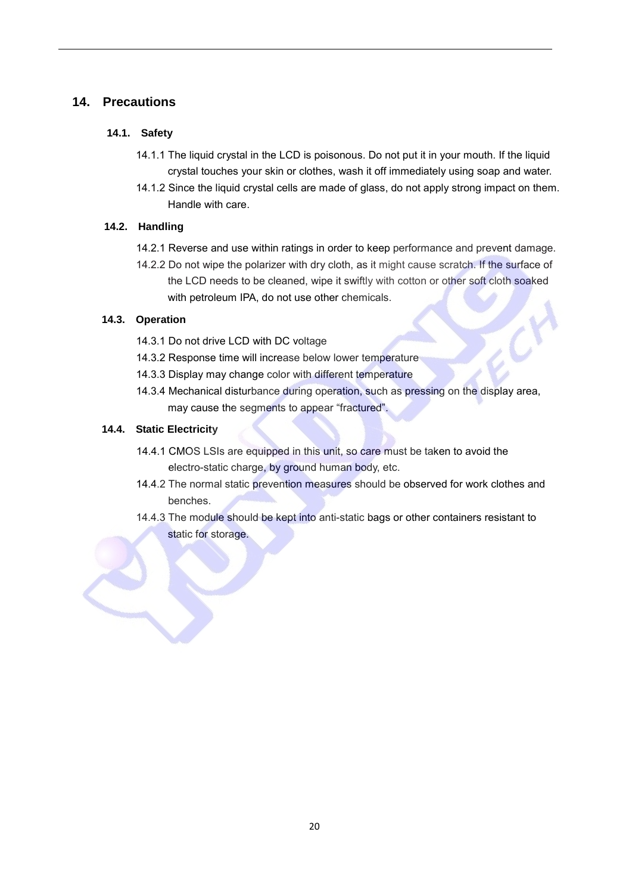# 14. Precautions

## 14.1. Safety

14.1.1 The liquid crystal in the LCD is poisonous. Do not put it in your mouth. If the liquid crystal touches your skin or clothes, wash it off immediately using soap and water.

14.1.2 Since the liquid crystal cells are made of glass, do not apply strong impact on them. Handle with care.

## 14.2. Handling

14.2.1 Reverse and use within ratings in order to keep performance and prevent damage.

14.2.2 Do not wipe the polarizer with dry cloth, as it might cause scratch. If the surface of the LCD needs to be cleaned, wipe it swiftly with cotton or other soft cloth soaked with petroleum IPA, do not use other chemicals.

## 14.3. Operation

14.3.1 Do not drive LCD with DC voltage

14.3.2 Response time will increase below lower temperature

14.3.3 Display may change color with different temperature

14.3.4 Mechanical disturbance during operation, such as pressing on the display area, may cause the segments to appear "fractured".

## 14.4. Static Electricity

14.4.1 CMOS LSIs are equipped in this unit, so care must be taken to avoid the electro-static charge, by ground human body, etc.

14.4.2 The normal static prevention measures should be observed for work clothes and benches.

14.4.3 The module should be kept into anti-static bags or other containers resistant to static for storage.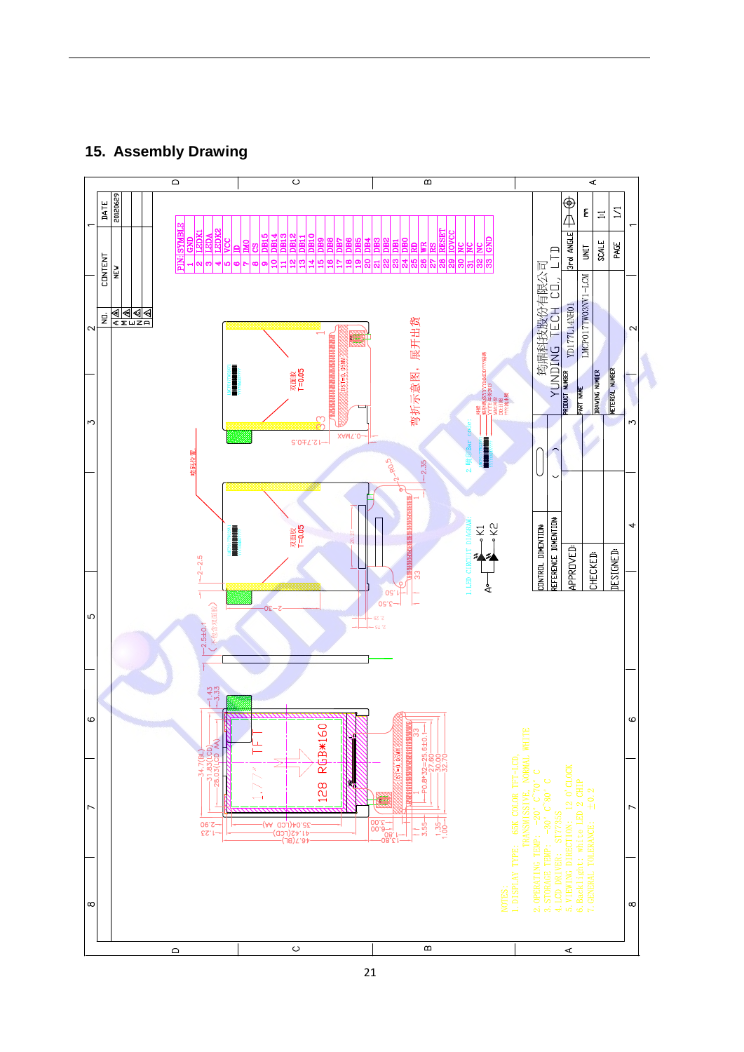## 15. Assembly Drawing

| PIN | SYMBLE |
|---|---|
| 1 | GND |
| 2 | LEDK1 |
| 3 | LEDA |
| 4 | LEDK2 |
| 5 | VCC |
| 6 | ID |
| 7 | IM0 |
| 8 | CS |
| 9 | DB15 |
| 10 | DB14 |
| 11 | DB13 |
| 12 | DB12 |
| 13 | DB11 |
| 14 | DB10 |
| 15 | DB9 |
| 16 | DB8 |
| 17 | DB7 |
| 18 | DB6 |
| 19 | DB5 |
| 20 | DB4 |
| 21 | DB3 |
| 22 | DB2 |
| 23 | DB1 |
| 24 | DB0 |
| 25 | RD |
| 26 | WR |
| 27 | RS |
| 28 | RESET |
| 29 | IOVCC |
| 30 | NC |
| 31 | NC |
| 32 | NC |
| 33 | GND |

| NO. | CONTENT | DATE |
|---|---|---|
| A | NEW | 20120629 |
| M | | |
| E | | |
| N | | |
| D | | |

弯折示意图，展开出货

1. LED CIRCUIT DIAGRAM: A, K1, K2

2. 条形码Bar code:

NOTES:
1. DISPLAY TYPE: 65K COLOR TFT-LCD, TRANSMISSIVE, NORMAL WHITE
2. OPERATING TEMP: -20° C~70° C
3. STORAGE TEMP: -30° C~80° C
4. LCD DRIVER: ST7735S
5. VIEWING DIRECTION: 12 O'CLOCK
6. Backlight: white LED 2 CHIP
7. GENERAL TOLERANCE: ±0.2

1.77" TFT 128 RGB*160

| | |
|---|---|
| CONTROL DIMENTION | |
| REFERENCE DIMENTION | ( ) |
| APPROVED: | |
| CHECKED: | |
| DESIGNED: | |

鸿鼎科技股份有限公司
YUNDING TECH CO., LTD

| | | | |
|---|---|---|---|
| PRODUCT NUMBER | YD177L14N001 | 3rd ANGLE | |
| PART NAME | | UNIT | mm |
| DRAWING NUMBER | LMCP017TW03XV1-LCM | SCALE | 1:1 |
| METERIAL NUMBER | | PAGE | 1/1 |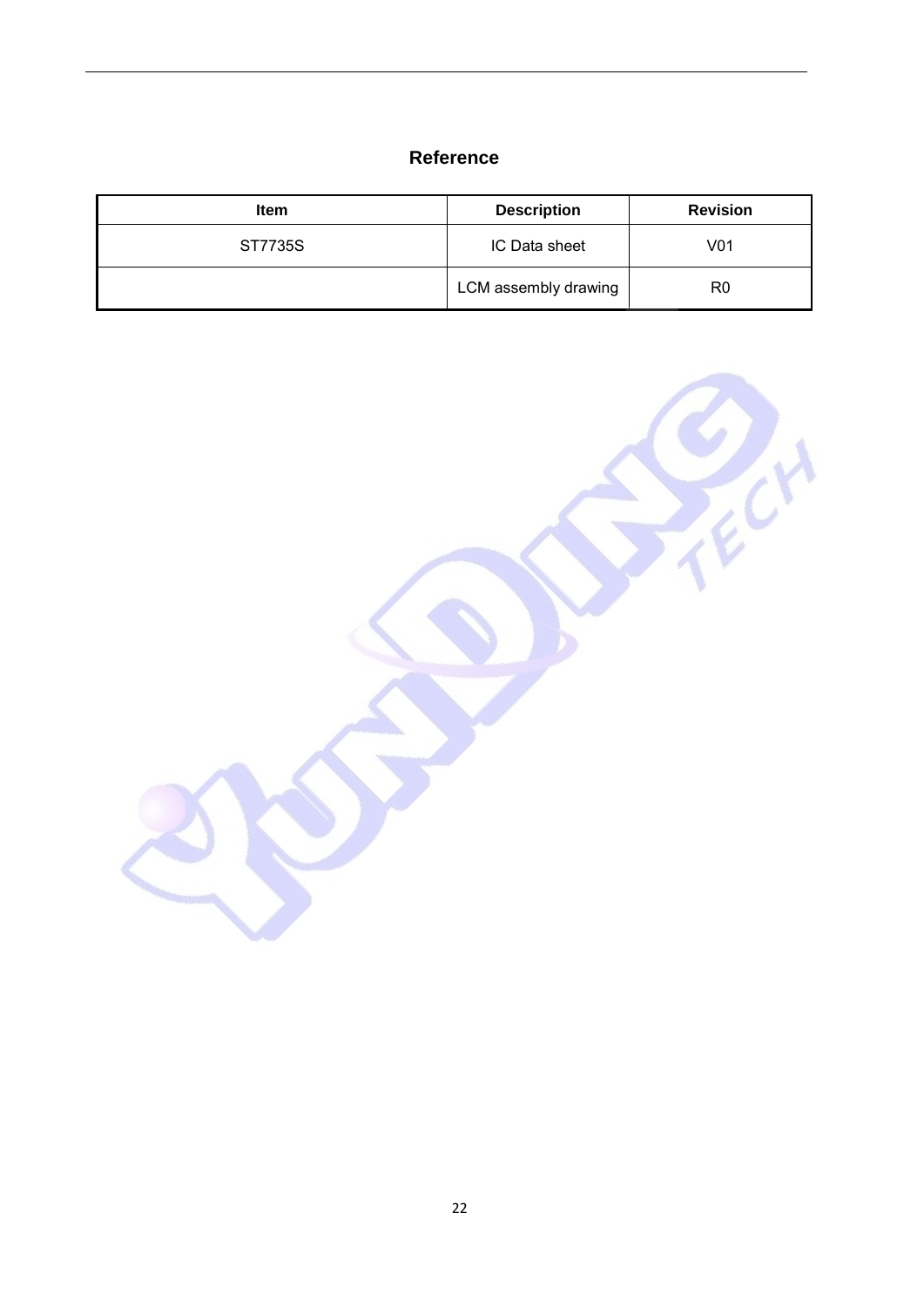# Reference

| Item | Description | Revision |
| --- | --- | --- |
| ST7735S | IC Data sheet | V01 |
| | LCM assembly drawing | R0 |